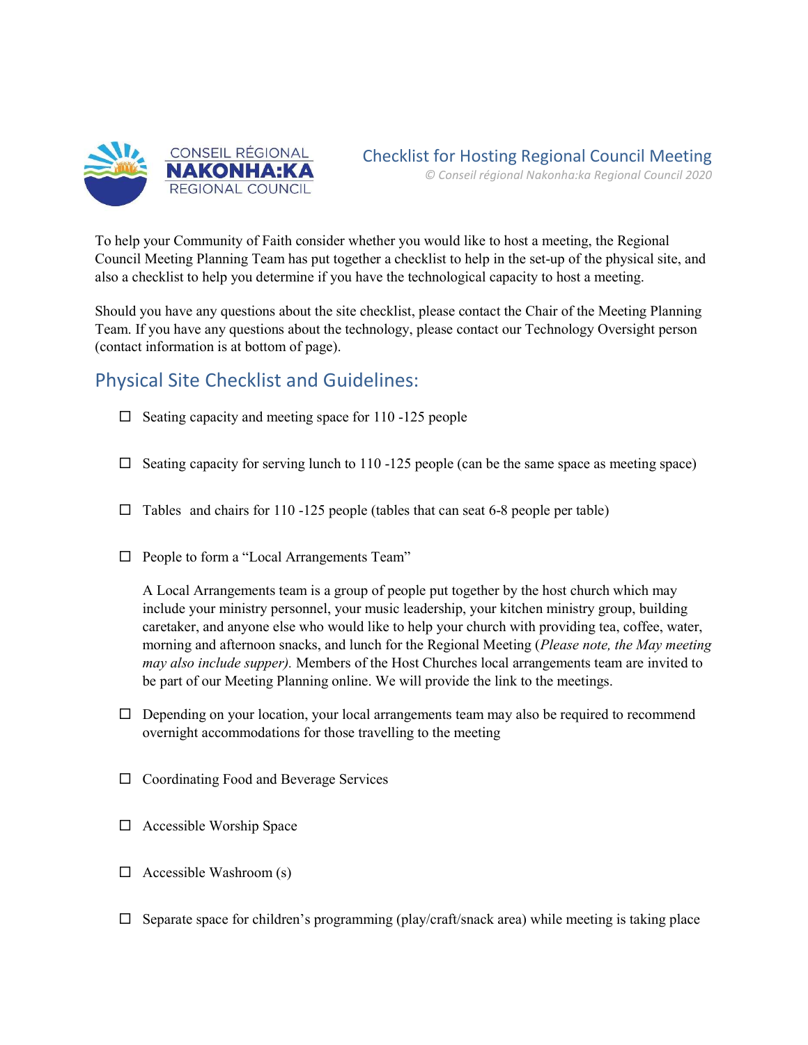CONSEIL RÉGIONAL
**NAKONHA:KA**
REGIONAL COUNCIL

# Checklist for Hosting Regional Council Meeting

*© Conseil régional Nakonha:ka Regional Council 2020*

To help your Community of Faith consider whether you would like to host a meeting, the Regional Council Meeting Planning Team has put together a checklist to help in the set-up of the physical site, and also a checklist to help you determine if you have the technological capacity to host a meeting.

Should you have any questions about the site checklist, please contact the Chair of the Meeting Planning Team. If you have any questions about the technology, please contact our Technology Oversight person (contact information is at bottom of page).

## Physical Site Checklist and Guidelines:

- ☐ Seating capacity and meeting space for 110 -125 people
- ☐ Seating capacity for serving lunch to 110 -125 people (can be the same space as meeting space)
- ☐ Tables and chairs for 110 -125 people (tables that can seat 6-8 people per table)
- ☐ People to form a "Local Arrangements Team"

  A Local Arrangements team is a group of people put together by the host church which may include your ministry personnel, your music leadership, your kitchen ministry group, building caretaker, and anyone else who would like to help your church with providing tea, coffee, water, morning and afternoon snacks, and lunch for the Regional Meeting (*Please note, the May meeting may also include supper).* Members of the Host Churches local arrangements team are invited to be part of our Meeting Planning online. We will provide the link to the meetings.
- ☐ Depending on your location, your local arrangements team may also be required to recommend overnight accommodations for those travelling to the meeting
- ☐ Coordinating Food and Beverage Services
- ☐ Accessible Worship Space
- ☐ Accessible Washroom (s)
- ☐ Separate space for children's programming (play/craft/snack area) while meeting is taking place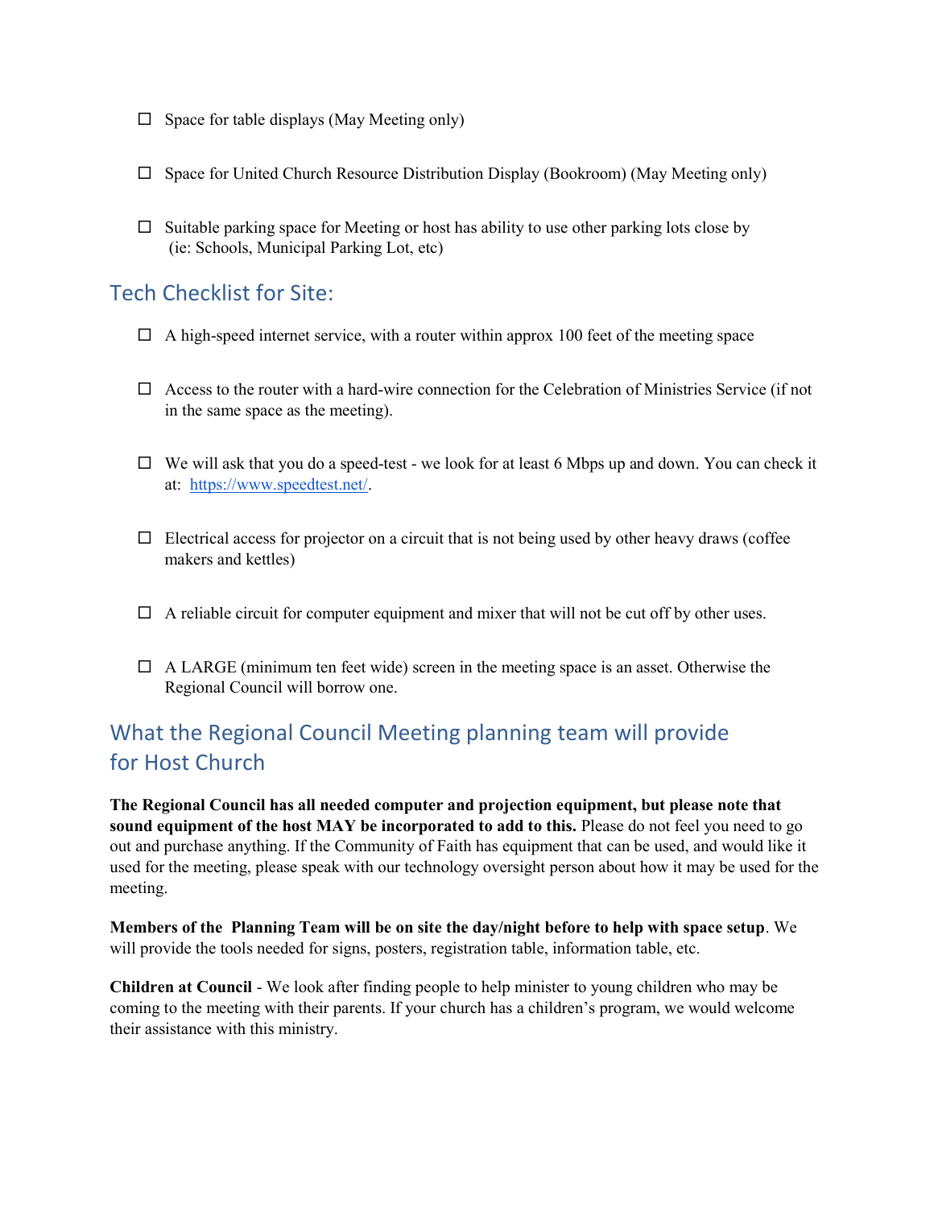- ☐ Space for table displays (May Meeting only)

- ☐ Space for United Church Resource Distribution Display (Bookroom) (May Meeting only)

- ☐ Suitable parking space for Meeting or host has ability to use other parking lots close by (ie: Schools, Municipal Parking Lot, etc)

## Tech Checklist for Site:

- ☐ A high-speed internet service, with a router within approx 100 feet of the meeting space

- ☐ Access to the router with a hard-wire connection for the Celebration of Ministries Service (if not in the same space as the meeting).

- ☐ We will ask that you do a speed-test - we look for at least 6 Mbps up and down. You can check it at: [https://www.speedtest.net/](https://www.speedtest.net/).

- ☐ Electrical access for projector on a circuit that is not being used by other heavy draws (coffee makers and kettles)

- ☐ A reliable circuit for computer equipment and mixer that will not be cut off by other uses.

- ☐ A LARGE (minimum ten feet wide) screen in the meeting space is an asset. Otherwise the Regional Council will borrow one.

## What the Regional Council Meeting planning team will provide for Host Church

**The Regional Council has all needed computer and projection equipment, but please note that sound equipment of the host MAY be incorporated to add to this.** Please do not feel you need to go out and purchase anything. If the Community of Faith has equipment that can be used, and would like it used for the meeting, please speak with our technology oversight person about how it may be used for the meeting.

**Members of the Planning Team will be on site the day/night before to help with space setup**. We will provide the tools needed for signs, posters, registration table, information table, etc.

**Children at Council** - We look after finding people to help minister to young children who may be coming to the meeting with their parents. If your church has a children's program, we would welcome their assistance with this ministry.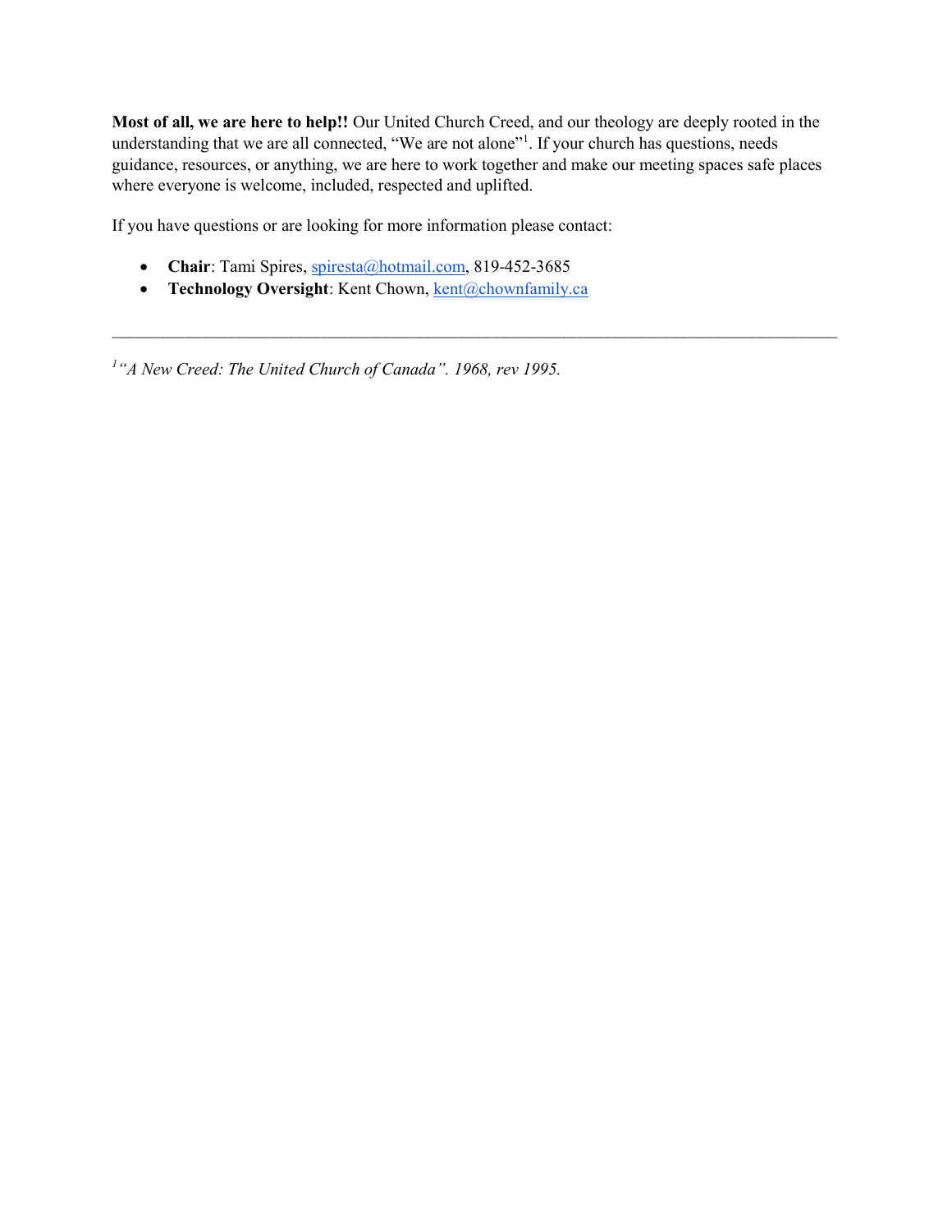**Most of all, we are here to help!!** Our United Church Creed, and our theology are deeply rooted in the understanding that we are all connected, "We are not alone"[1]. If your church has questions, needs guidance, resources, or anything, we are here to work together and make our meeting spaces safe places where everyone is welcome, included, respected and uplifted.

If you have questions or are looking for more information please contact:

- **Chair**: Tami Spires, spiresta@hotmail.com, 819-452-3685
- **Technology Oversight**: Kent Chown, kent@chownfamily.ca

---

*[1] "A New Creed: The United Church of Canada". 1968, rev 1995.*